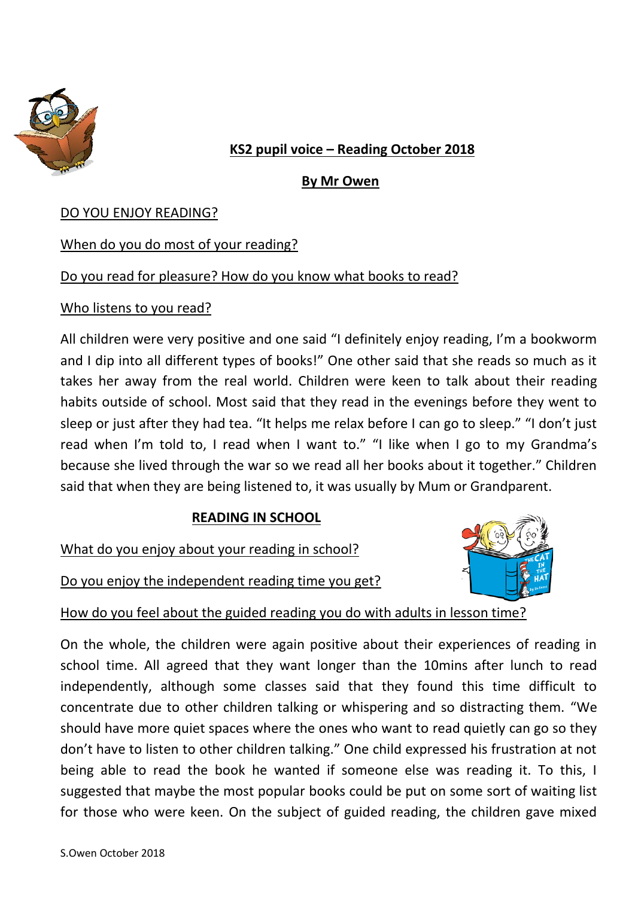## KS2 pupil voice – Reading October 2018

**By Mr Owen**

DO YOU ENJOY READING?

When do you do most of your reading?

Do you read for pleasure? How do you know what books to read?

Who listens to you read?

All children were very positive and one said "I definitely enjoy reading, I'm a bookworm and I dip into all different types of books!" One other said that she reads so much as it takes her away from the real world. Children were keen to talk about their reading habits outside of school. Most said that they read in the evenings before they went to sleep or just after they had tea. "It helps me relax before I can go to sleep." "I don't just read when I'm told to, I read when I want to." "I like when I go to my Grandma's because she lived through the war so we read all her books about it together." Children said that when they are being listened to, it was usually by Mum or Grandparent.

### READING IN SCHOOL

What do you enjoy about your reading in school?

Do you enjoy the independent reading time you get?

How do you feel about the guided reading you do with adults in lesson time?

On the whole, the children were again positive about their experiences of reading in school time. All agreed that they want longer than the 10mins after lunch to read independently, although some classes said that they found this time difficult to concentrate due to other children talking or whispering and so distracting them. "We should have more quiet spaces where the ones who want to read quietly can go so they don't have to listen to other children talking." One child expressed his frustration at not being able to read the book he wanted if someone else was reading it. To this, I suggested that maybe the most popular books could be put on some sort of waiting list for those who were keen. On the subject of guided reading, the children gave mixed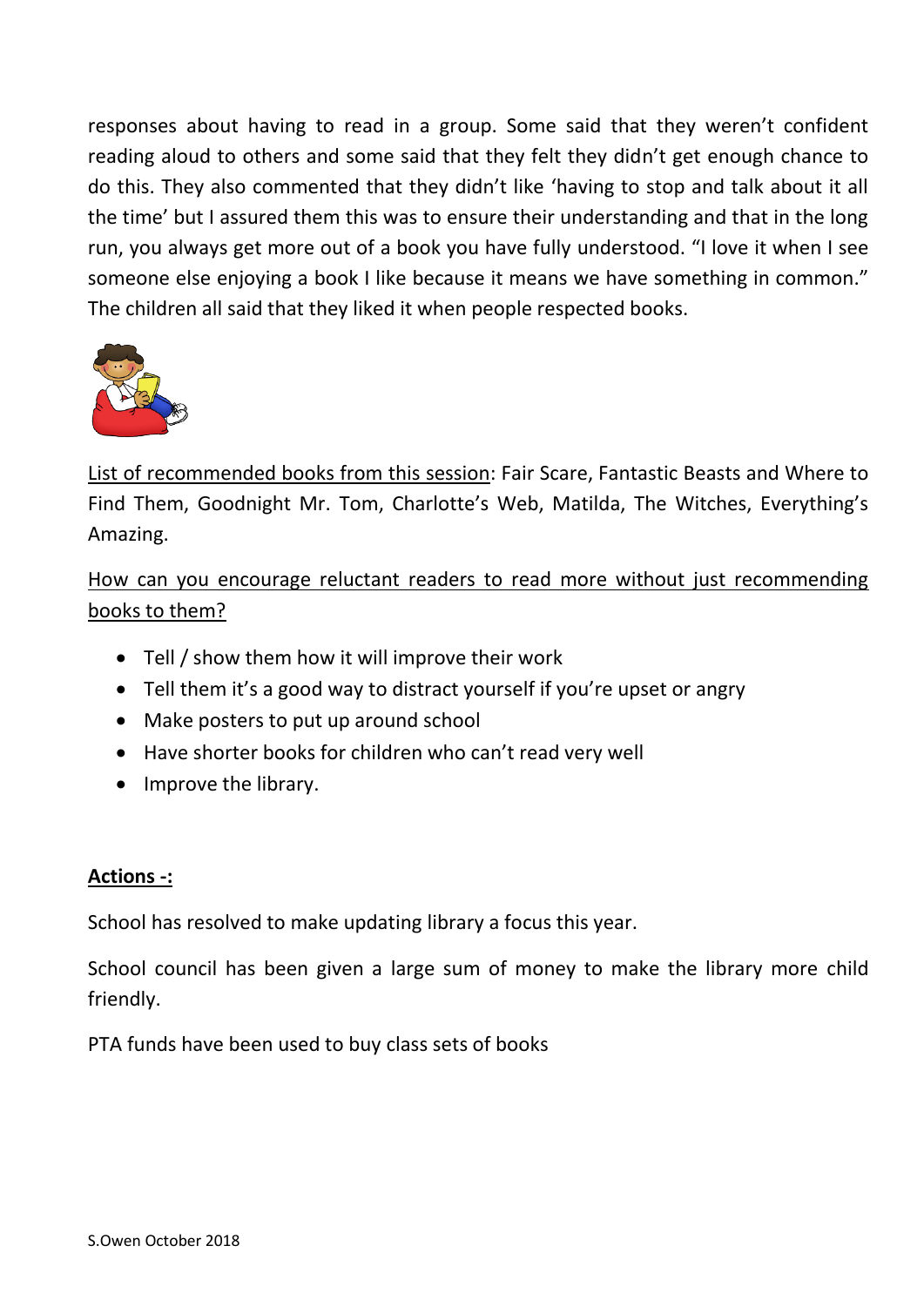responses about having to read in a group. Some said that they weren't confident reading aloud to others and some said that they felt they didn't get enough chance to do this. They also commented that they didn't like 'having to stop and talk about it all the time' but I assured them this was to ensure their understanding and that in the long run, you always get more out of a book you have fully understood. "I love it when I see someone else enjoying a book I like because it means we have something in common." The children all said that they liked it when people respected books.

<u>List of recommended books from this session</u>: Fair Scare, Fantastic Beasts and Where to Find Them, Goodnight Mr. Tom, Charlotte's Web, Matilda, The Witches, Everything's Amazing.

<u>How can you encourage reluctant readers to read more without just recommending books to them?</u>

- Tell / show them how it will improve their work
- Tell them it's a good way to distract yourself if you're upset or angry
- Make posters to put up around school
- Have shorter books for children who can't read very well
- Improve the library.

**<u>Actions -:</u>**

School has resolved to make updating library a focus this year.

School council has been given a large sum of money to make the library more child friendly.

PTA funds have been used to buy class sets of books

S.Owen October 2018